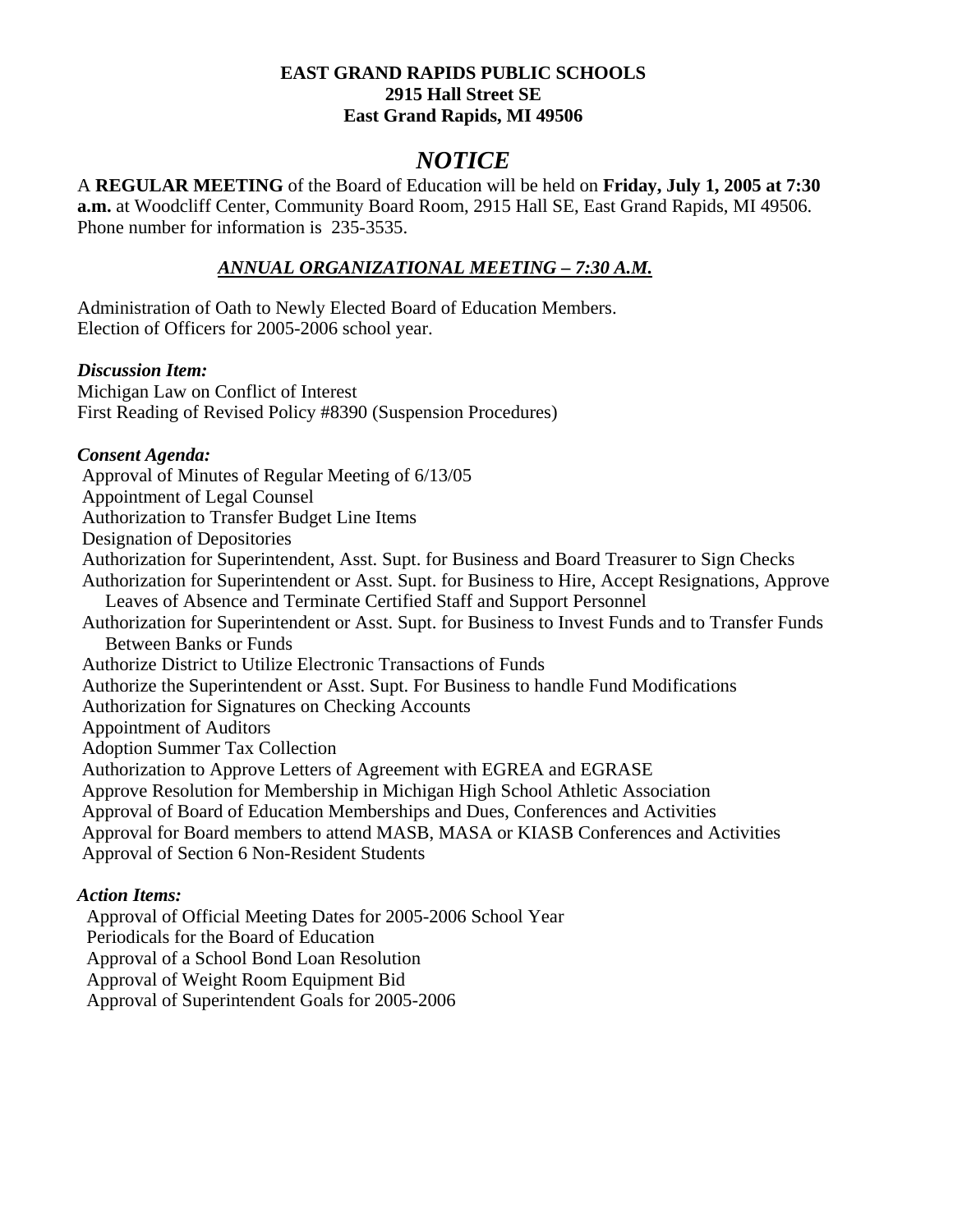**EAST GRAND RAPIDS PUBLIC SCHOOLS**
**2915 Hall Street SE**
**East Grand Rapids, MI 49506**

# *NOTICE*

A **REGULAR MEETING** of the Board of Education will be held on **Friday, July 1, 2005 at 7:30 a.m.** at Woodcliff Center, Community Board Room, 2915 Hall SE, East Grand Rapids, MI 49506. Phone number for information is 235-3535.

## ***ANNUAL ORGANIZATIONAL MEETING – 7:30 A.M.***

Administration of Oath to Newly Elected Board of Education Members.
Election of Officers for 2005-2006 school year.

***Discussion Item:***
Michigan Law on Conflict of Interest
First Reading of Revised Policy #8390 (Suspension Procedures)

***Consent Agenda:***
Approval of Minutes of Regular Meeting of 6/13/05
Appointment of Legal Counsel
Authorization to Transfer Budget Line Items
Designation of Depositories
Authorization for Superintendent, Asst. Supt. for Business and Board Treasurer to Sign Checks
Authorization for Superintendent or Asst. Supt. for Business to Hire, Accept Resignations, Approve Leaves of Absence and Terminate Certified Staff and Support Personnel
Authorization for Superintendent or Asst. Supt. for Business to Invest Funds and to Transfer Funds Between Banks or Funds
Authorize District to Utilize Electronic Transactions of Funds
Authorize the Superintendent or Asst. Supt. For Business to handle Fund Modifications
Authorization for Signatures on Checking Accounts
Appointment of Auditors
Adoption Summer Tax Collection
Authorization to Approve Letters of Agreement with EGREA and EGRASE
Approve Resolution for Membership in Michigan High School Athletic Association
Approval of Board of Education Memberships and Dues, Conferences and Activities
Approval for Board members to attend MASB, MASA or KIASB Conferences and Activities
Approval of Section 6 Non-Resident Students

***Action Items:***
Approval of Official Meeting Dates for 2005-2006 School Year
Periodicals for the Board of Education
Approval of a School Bond Loan Resolution
Approval of Weight Room Equipment Bid
Approval of Superintendent Goals for 2005-2006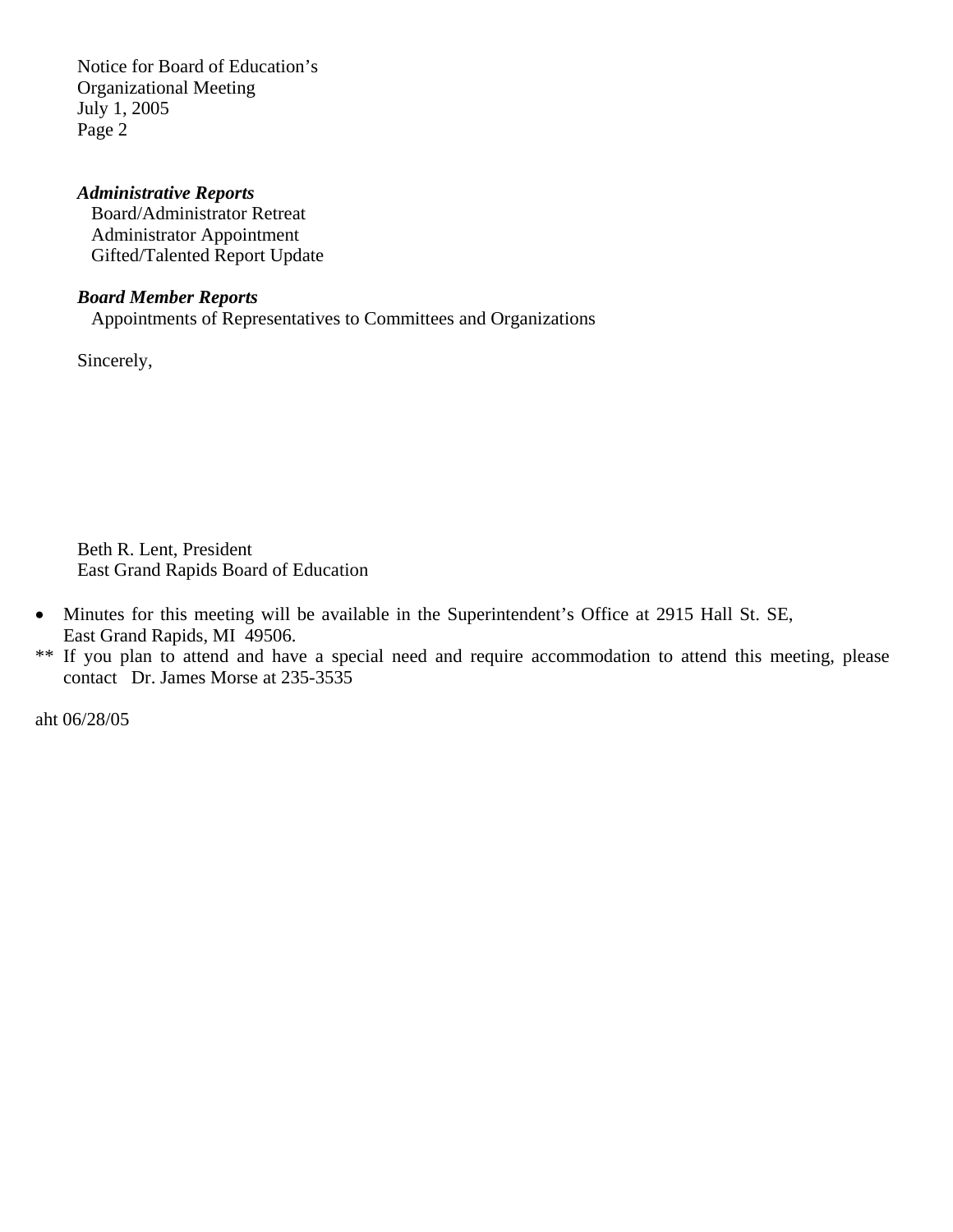***Administrative Reports***

Board/Administrator Retreat
Administrator Appointment
Gifted/Talented Report Update

***Board Member Reports***

Appointments of Representatives to Committees and Organizations

Sincerely,

Beth R. Lent, President
East Grand Rapids Board of Education

- Minutes for this meeting will be available in the Superintendent's Office at 2915 Hall St. SE, East Grand Rapids, MI 49506.

** If you plan to attend and have a special need and require accommodation to attend this meeting, please contact Dr. James Morse at 235-3535

aht 06/28/05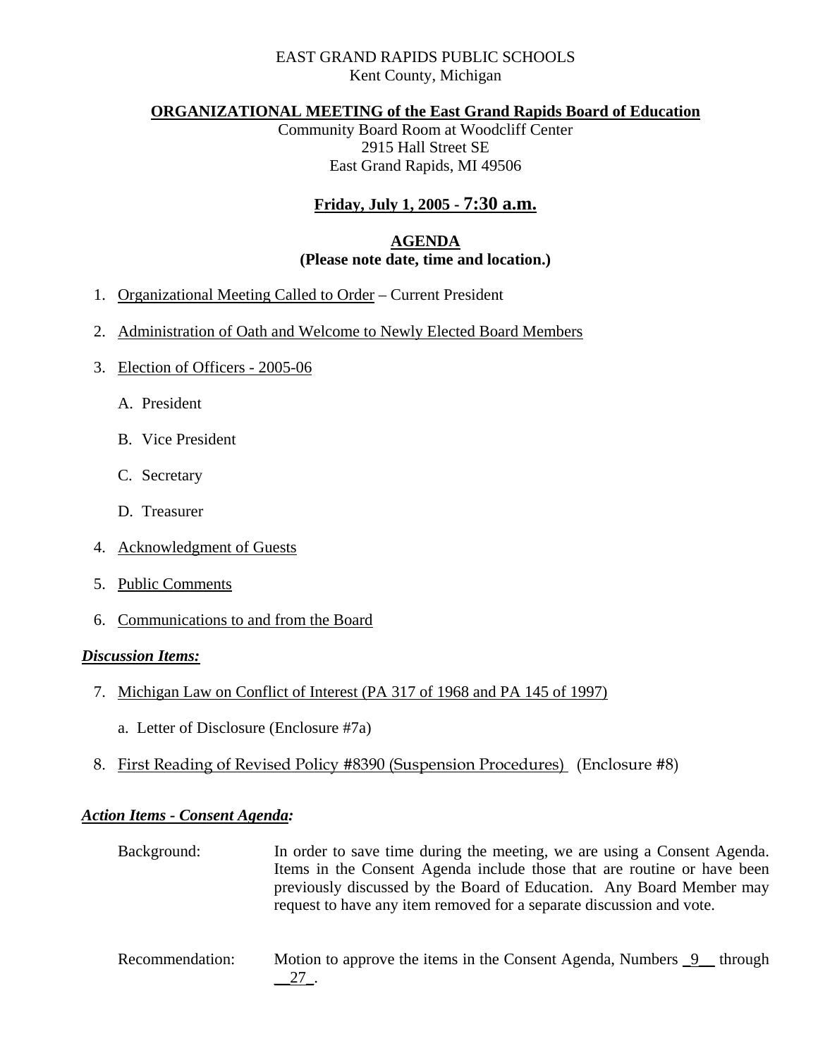EAST GRAND RAPIDS PUBLIC SCHOOLS
Kent County, Michigan

**ORGANIZATIONAL MEETING of the East Grand Rapids Board of Education**

Community Board Room at Woodcliff Center
2915 Hall Street SE
East Grand Rapids, MI 49506

**Friday, July 1, 2005 - 7:30 a.m.**

**AGENDA**
**(Please note date, time and location.)**

1. Organizational Meeting Called to Order – Current President
2. Administration of Oath and Welcome to Newly Elected Board Members
3. Election of Officers - 2005-06
   A. President
   B. Vice President
   C. Secretary
   D. Treasurer
4. Acknowledgment of Guests
5. Public Comments
6. Communications to and from the Board

***Discussion Items:***

7. Michigan Law on Conflict of Interest (PA 317 of 1968 and PA 145 of 1997)
   a. Letter of Disclosure (Enclosure #7a)
8. First Reading of Revised Policy #8390 (Suspension Procedures) (Enclosure #8)

***Action Items - Consent Agenda:***

Background: In order to save time during the meeting, we are using a Consent Agenda. Items in the Consent Agenda include those that are routine or have been previously discussed by the Board of Education. Any Board Member may request to have any item removed for a separate discussion and vote.

Recommendation: Motion to approve the items in the Consent Agenda, Numbers _9__ through __27_.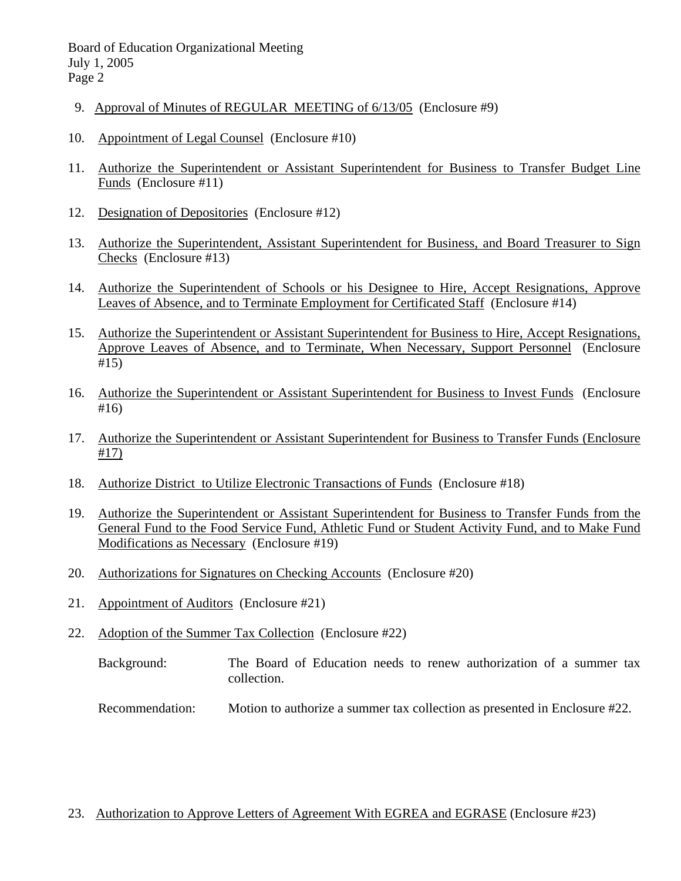9. <u>Approval of Minutes of REGULAR MEETING of 6/13/05</u> (Enclosure #9)

10. <u>Appointment of Legal Counsel</u> (Enclosure #10)

11. <u>Authorize the Superintendent or Assistant Superintendent for Business to Transfer Budget Line Funds</u> (Enclosure #11)

12. <u>Designation of Depositories</u> (Enclosure #12)

13. <u>Authorize the Superintendent, Assistant Superintendent for Business, and Board Treasurer to Sign Checks</u> (Enclosure #13)

14. <u>Authorize the Superintendent of Schools or his Designee to Hire, Accept Resignations, Approve Leaves of Absence, and to Terminate Employment for Certificated Staff</u> (Enclosure #14)

15. <u>Authorize the Superintendent or Assistant Superintendent for Business to Hire, Accept Resignations, Approve Leaves of Absence, and to Terminate, When Necessary, Support Personnel</u> (Enclosure #15)

16. <u>Authorize the Superintendent or Assistant Superintendent for Business to Invest Funds</u> (Enclosure #16)

17. <u>Authorize the Superintendent or Assistant Superintendent for Business to Transfer Funds (Enclosure #17)</u>

18. <u>Authorize District to Utilize Electronic Transactions of Funds</u> (Enclosure #18)

19. <u>Authorize the Superintendent or Assistant Superintendent for Business to Transfer Funds from the General Fund to the Food Service Fund, Athletic Fund or Student Activity Fund, and to Make Fund Modifications as Necessary</u> (Enclosure #19)

20. <u>Authorizations for Signatures on Checking Accounts</u> (Enclosure #20)

21. <u>Appointment of Auditors</u> (Enclosure #21)

22. <u>Adoption of the Summer Tax Collection</u> (Enclosure #22)

    Background: The Board of Education needs to renew authorization of a summer tax collection.

    Recommendation: Motion to authorize a summer tax collection as presented in Enclosure #22.

23. <u>Authorization to Approve Letters of Agreement With EGREA and EGRASE</u> (Enclosure #23)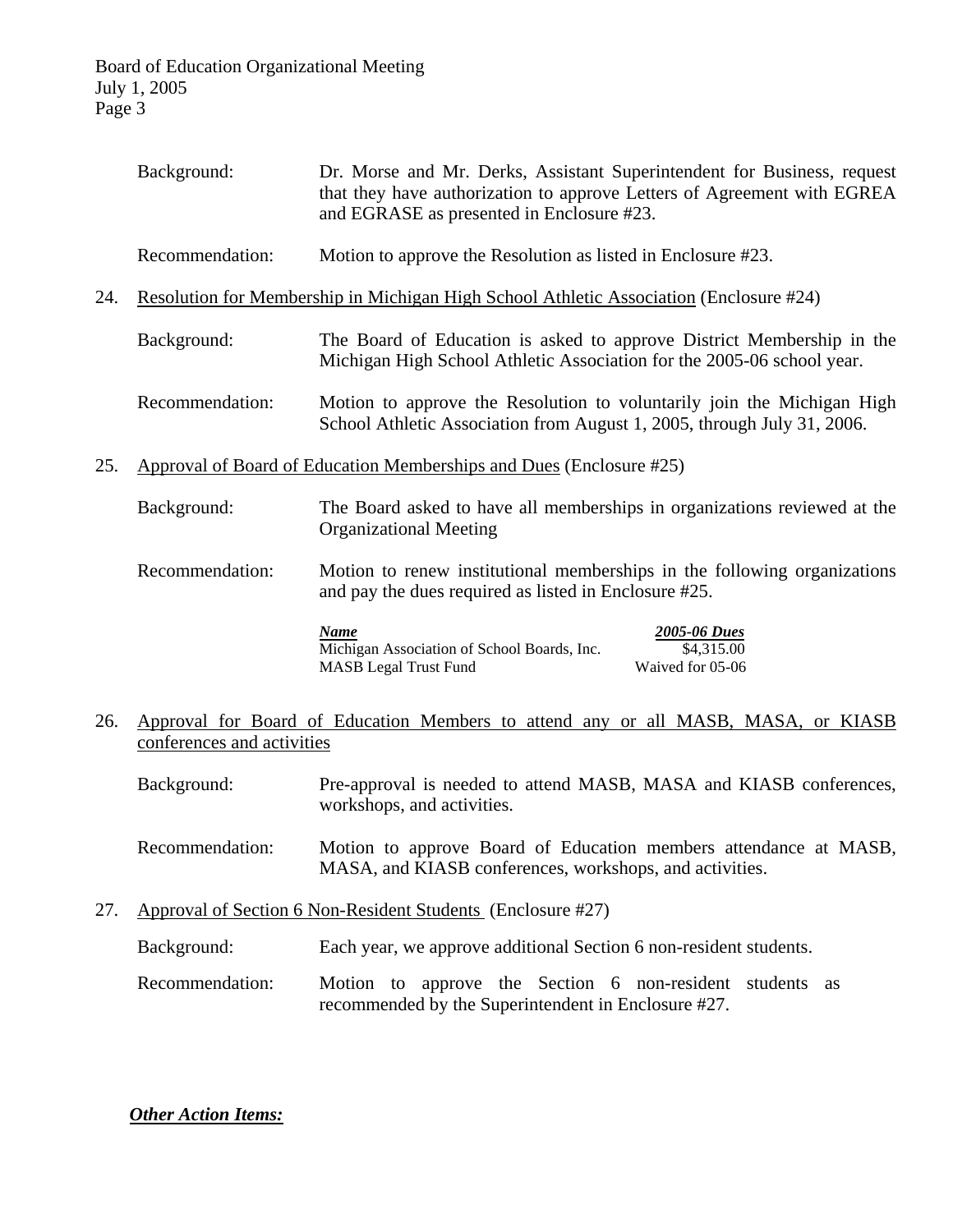Background: Dr. Morse and Mr. Derks, Assistant Superintendent for Business, request that they have authorization to approve Letters of Agreement with EGREA and EGRASE as presented in Enclosure #23.

Recommendation: Motion to approve the Resolution as listed in Enclosure #23.

24. Resolution for Membership in Michigan High School Athletic Association (Enclosure #24)

Background: The Board of Education is asked to approve District Membership in the Michigan High School Athletic Association for the 2005-06 school year.

Recommendation: Motion to approve the Resolution to voluntarily join the Michigan High School Athletic Association from August 1, 2005, through July 31, 2006.

25. Approval of Board of Education Memberships and Dues (Enclosure #25)

Background: The Board asked to have all memberships in organizations reviewed at the Organizational Meeting

Recommendation: Motion to renew institutional memberships in the following organizations and pay the dues required as listed in Enclosure #25.

| ***Name*** | ***2005-06 Dues*** |
|---|---|
| Michigan Association of School Boards, Inc. | $4,315.00 |
| MASB Legal Trust Fund | Waived for 05-06 |

26. Approval for Board of Education Members to attend any or all MASB, MASA, or KIASB conferences and activities

Background: Pre-approval is needed to attend MASB, MASA and KIASB conferences, workshops, and activities.

Recommendation: Motion to approve Board of Education members attendance at MASB, MASA, and KIASB conferences, workshops, and activities.

27. Approval of Section 6 Non-Resident Students (Enclosure #27)

Background: Each year, we approve additional Section 6 non-resident students.

Recommendation: Motion to approve the Section 6 non-resident students as recommended by the Superintendent in Enclosure #27.

***Other Action Items:***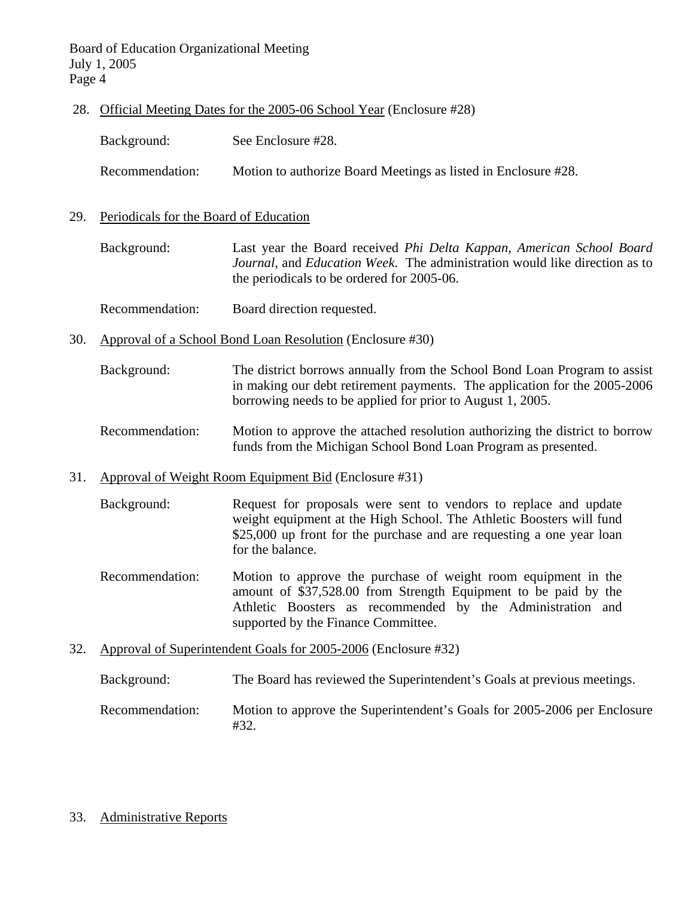28. Official Meeting Dates for the 2005-06 School Year (Enclosure #28)

    Background: See Enclosure #28.

    Recommendation: Motion to authorize Board Meetings as listed in Enclosure #28.

29. Periodicals for the Board of Education

    Background: Last year the Board received *Phi Delta Kappan*, *American School Board Journal*, and *Education Week*. The administration would like direction as to the periodicals to be ordered for 2005-06.

    Recommendation: Board direction requested.

30. Approval of a School Bond Loan Resolution (Enclosure #30)

    Background: The district borrows annually from the School Bond Loan Program to assist in making our debt retirement payments. The application for the 2005-2006 borrowing needs to be applied for prior to August 1, 2005.

    Recommendation: Motion to approve the attached resolution authorizing the district to borrow funds from the Michigan School Bond Loan Program as presented.

31. Approval of Weight Room Equipment Bid (Enclosure #31)

    Background: Request for proposals were sent to vendors to replace and update weight equipment at the High School. The Athletic Boosters will fund $25,000 up front for the purchase and are requesting a one year loan for the balance.

    Recommendation: Motion to approve the purchase of weight room equipment in the amount of $37,528.00 from Strength Equipment to be paid by the Athletic Boosters as recommended by the Administration and supported by the Finance Committee.

32. Approval of Superintendent Goals for 2005-2006 (Enclosure #32)

    Background: The Board has reviewed the Superintendent's Goals at previous meetings.

    Recommendation: Motion to approve the Superintendent's Goals for 2005-2006 per Enclosure #32.

33. Administrative Reports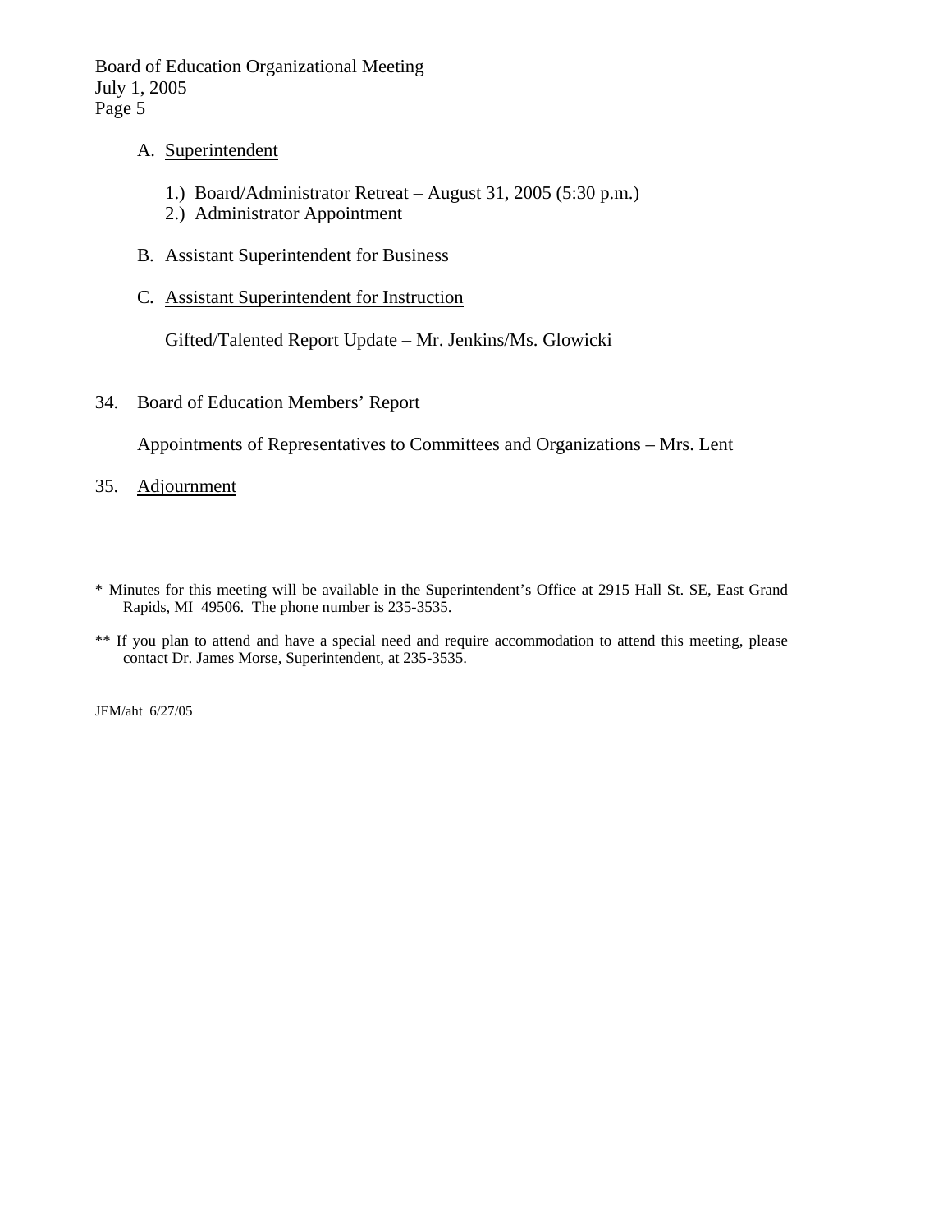A. <u>Superintendent</u>

   1.) Board/Administrator Retreat – August 31, 2005 (5:30 p.m.)
   2.) Administrator Appointment

B. <u>Assistant Superintendent for Business</u>

C. <u>Assistant Superintendent for Instruction</u>

   Gifted/Talented Report Update – Mr. Jenkins/Ms. Glowicki

34. <u>Board of Education Members' Report</u>

    Appointments of Representatives to Committees and Organizations – Mrs. Lent

35. <u>Adjournment</u>

* Minutes for this meeting will be available in the Superintendent's Office at 2915 Hall St. SE, East Grand Rapids, MI 49506. The phone number is 235-3535.

** If you plan to attend and have a special need and require accommodation to attend this meeting, please contact Dr. James Morse, Superintendent, at 235-3535.

JEM/aht 6/27/05